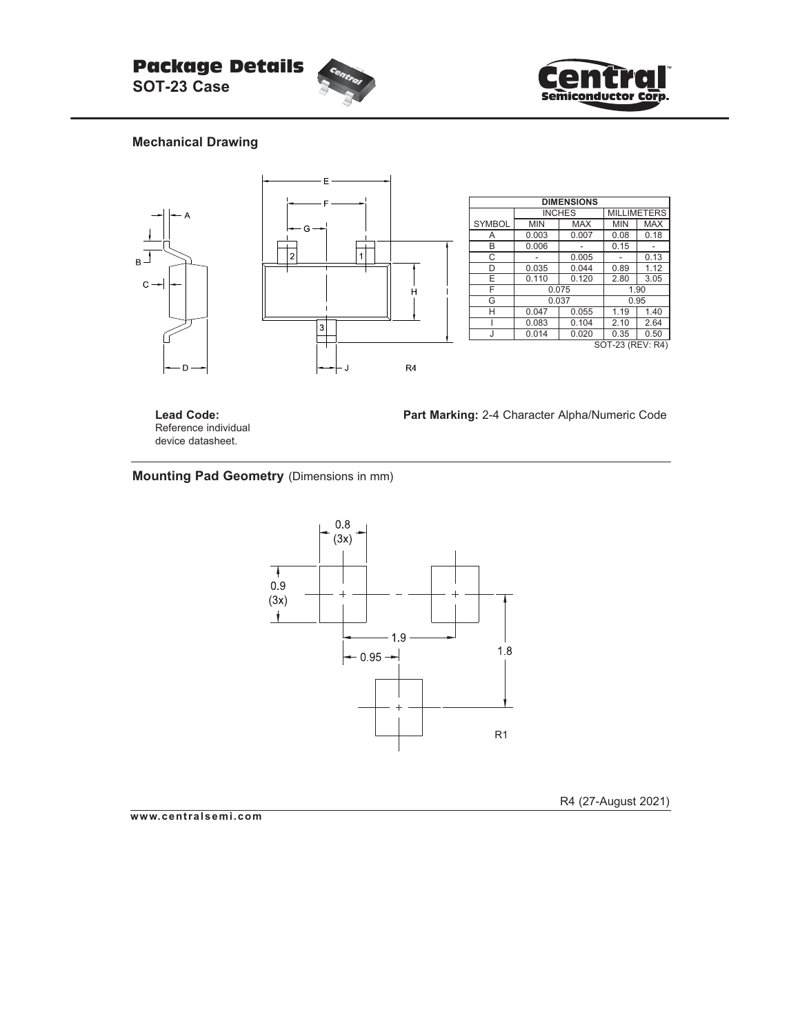# Package Details

**SOT-23 Case**

## Mechanical Drawing

| DIMENSIONS | | | | |
|---|---|---|---|---|
| | INCHES | | MILLIMETERS | |
| SYMBOL | MIN | MAX | MIN | MAX |
| A | 0.003 | 0.007 | 0.08 | 0.18 |
| B | 0.006 | - | 0.15 | - |
| C | - | 0.005 | - | 0.13 |
| D | 0.035 | 0.044 | 0.89 | 1.12 |
| E | 0.110 | 0.120 | 2.80 | 3.05 |
| F | 0.075 | | 1.90 | |
| G | 0.037 | | 0.95 | |
| H | 0.047 | 0.055 | 1.19 | 1.40 |
| I | 0.083 | 0.104 | 2.10 | 2.64 |
| J | 0.014 | 0.020 | 0.35 | 0.50 |

SOT-23 (REV: R4)

R4

**Lead Code:** Reference individual device datasheet.

**Part Marking:** 2-4 Character Alpha/Numeric Code

## Mounting Pad Geometry (Dimensions in mm)

0.8 (3x)

0.9 (3x)

1.9

0.95

1.8

R1

R4 (27-August 2021)

www.centralsemi.com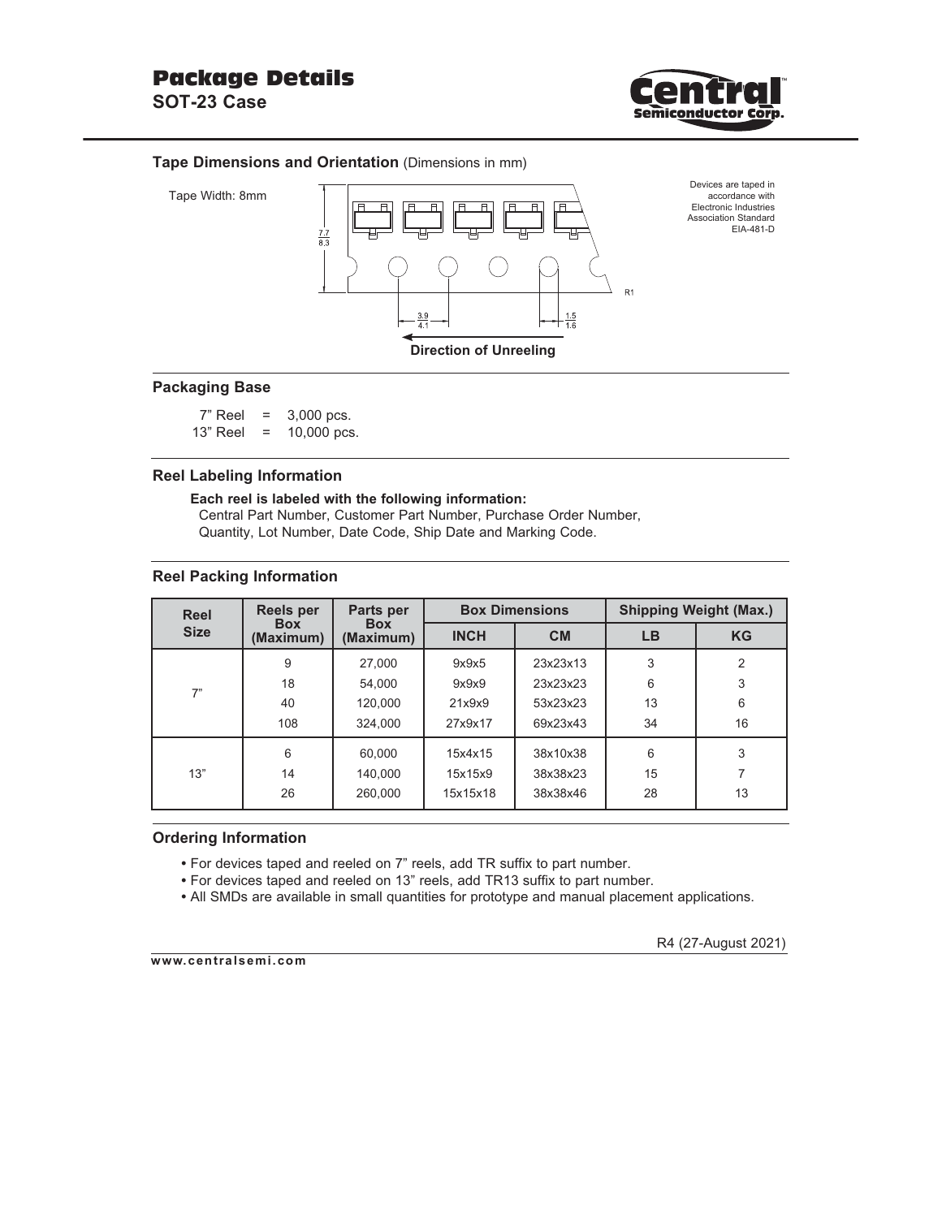# Package Details

## SOT-23 Case

### Tape Dimensions and Orientation (Dimensions in mm)

Tape Width: 8mm

7.7
8.3

3.9
4.1

1.5
1.6

R1

Direction of Unreeling

Devices are taped in accordance with Electronic Industries Association Standard EIA-481-D

### Packaging Base

7" Reel = 3,000 pcs.
13" Reel = 10,000 pcs.

### Reel Labeling Information

**Each reel is labeled with the following information:**
Central Part Number, Customer Part Number, Purchase Order Number, Quantity, Lot Number, Date Code, Ship Date and Marking Code.

### Reel Packing Information

| Reel Size | Reels per Box (Maximum) | Parts per Box (Maximum) | Box Dimensions | | Shipping Weight (Max.) | |
|---|---|---|---|---|---|---|
| | | | INCH | CM | LB | KG |
| 7" | 9 | 27,000 | 9x9x5 | 23x23x13 | 3 | 2 |
| | 18 | 54,000 | 9x9x9 | 23x23x23 | 6 | 3 |
| | 40 | 120,000 | 21x9x9 | 53x23x23 | 13 | 6 |
| | 108 | 324,000 | 27x9x17 | 69x23x43 | 34 | 16 |
| 13" | 6 | 60,000 | 15x4x15 | 38x10x38 | 6 | 3 |
| | 14 | 140,000 | 15x15x9 | 38x38x23 | 15 | 7 |
| | 26 | 260,000 | 15x15x18 | 38x38x46 | 28 | 13 |

### Ordering Information

- For devices taped and reeled on 7" reels, add TR suffix to part number.
- For devices taped and reeled on 13" reels, add TR13 suffix to part number.
- All SMDs are available in small quantities for prototype and manual placement applications.

R4 (27-August 2021)